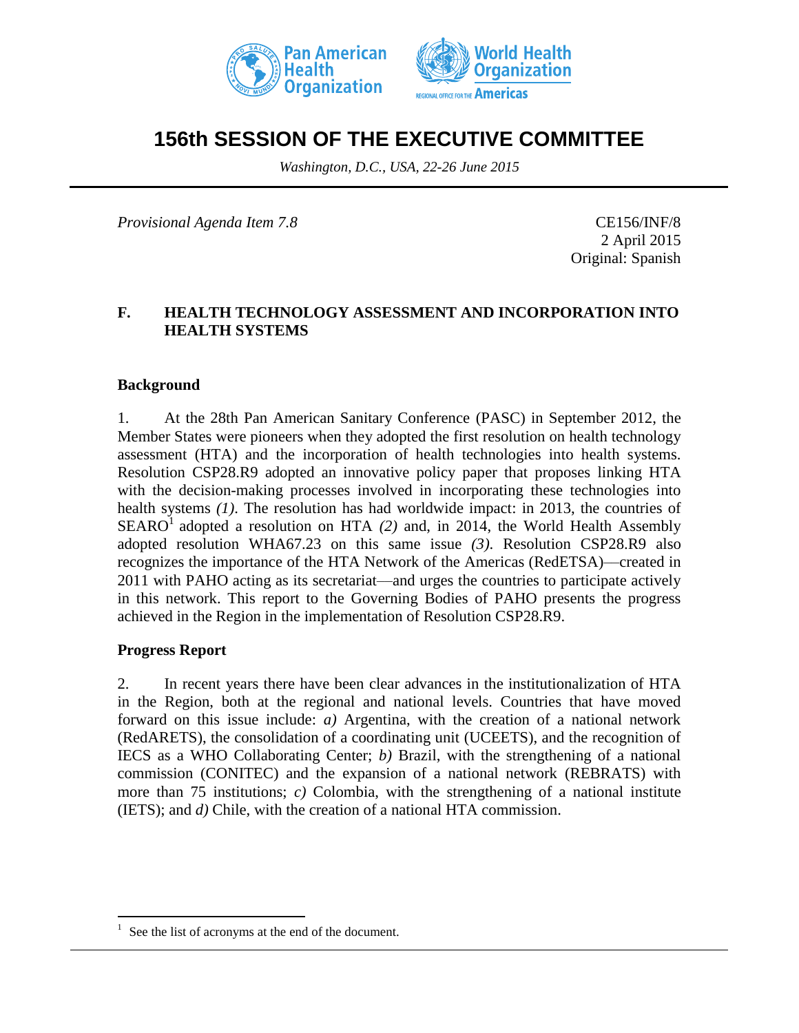# 156th SESSION OF THE EXECUTIVE COMMITTEE

*Washington, D.C., USA, 22-26 June 2015*

*Provisional Agenda Item 7.8*

CE156/INF/8
2 April 2015
Original: Spanish

## F. HEALTH TECHNOLOGY ASSESSMENT AND INCORPORATION INTO HEALTH SYSTEMS

### Background

1. At the 28th Pan American Sanitary Conference (PASC) in September 2012, the Member States were pioneers when they adopted the first resolution on health technology assessment (HTA) and the incorporation of health technologies into health systems. Resolution CSP28.R9 adopted an innovative policy paper that proposes linking HTA with the decision-making processes involved in incorporating these technologies into health systems *(1)*. The resolution has had worldwide impact: in 2013, the countries of SEARO[1] adopted a resolution on HTA *(2)* and, in 2014, the World Health Assembly adopted resolution WHA67.23 on this same issue *(3)*. Resolution CSP28.R9 also recognizes the importance of the HTA Network of the Americas (RedETSA)—created in 2011 with PAHO acting as its secretariat—and urges the countries to participate actively in this network. This report to the Governing Bodies of PAHO presents the progress achieved in the Region in the implementation of Resolution CSP28.R9.

### Progress Report

2. In recent years there have been clear advances in the institutionalization of HTA in the Region, both at the regional and national levels. Countries that have moved forward on this issue include: *a)* Argentina, with the creation of a national network (RedARETS), the consolidation of a coordinating unit (UCEETS), and the recognition of IECS as a WHO Collaborating Center; *b)* Brazil, with the strengthening of a national commission (CONITEC) and the expansion of a national network (REBRATS) with more than 75 institutions; *c)* Colombia, with the strengthening of a national institute (IETS); and *d)* Chile, with the creation of a national HTA commission.

[1] See the list of acronyms at the end of the document.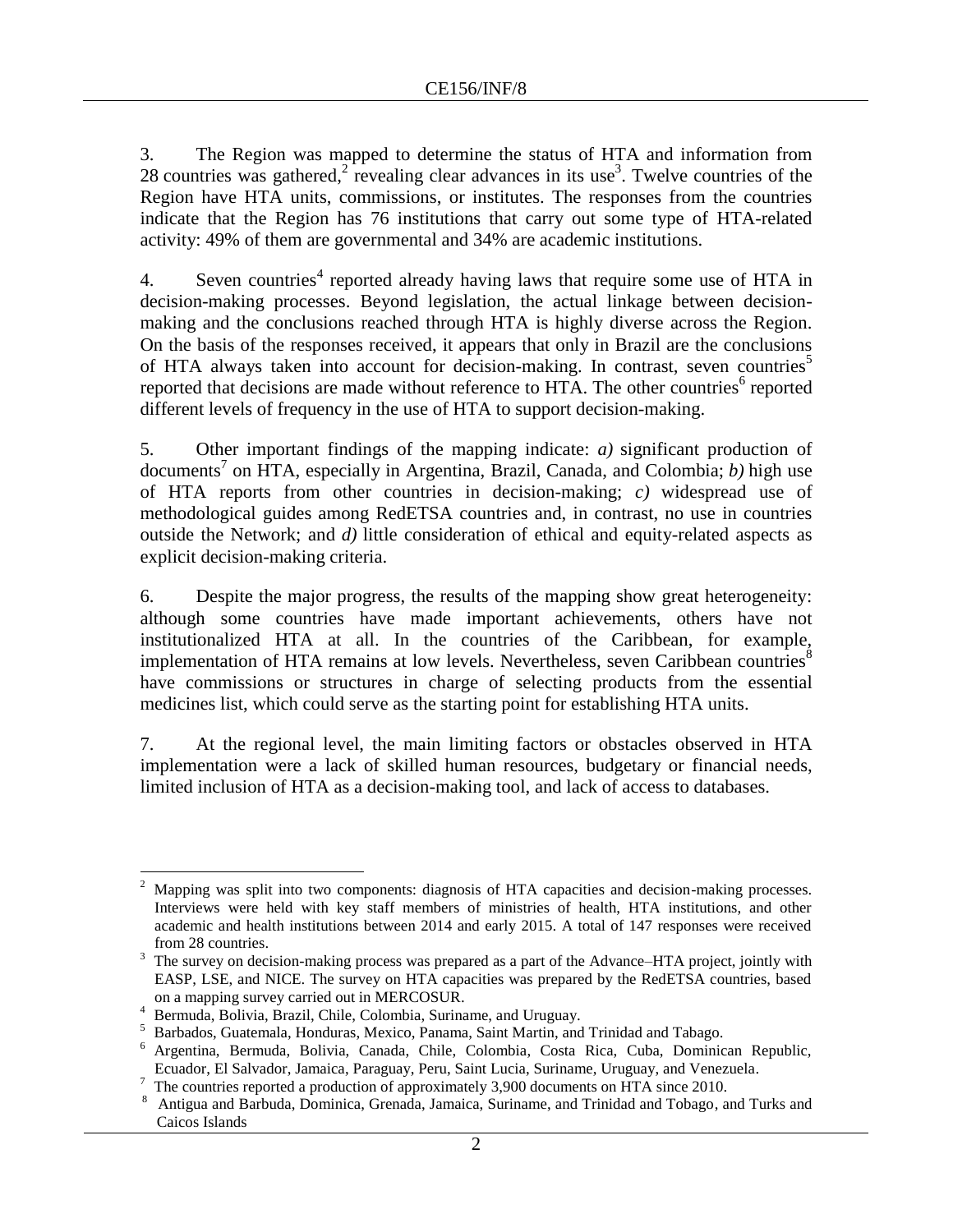3. The Region was mapped to determine the status of HTA and information from 28 countries was gathered,[2] revealing clear advances in its use[3]. Twelve countries of the Region have HTA units, commissions, or institutes. The responses from the countries indicate that the Region has 76 institutions that carry out some type of HTA-related activity: 49% of them are governmental and 34% are academic institutions.

4. Seven countries[4] reported already having laws that require some use of HTA in decision-making processes. Beyond legislation, the actual linkage between decision-making and the conclusions reached through HTA is highly diverse across the Region. On the basis of the responses received, it appears that only in Brazil are the conclusions of HTA always taken into account for decision-making. In contrast, seven countries[5] reported that decisions are made without reference to HTA. The other countries[6] reported different levels of frequency in the use of HTA to support decision-making.

5. Other important findings of the mapping indicate: *a)* significant production of documents[7] on HTA, especially in Argentina, Brazil, Canada, and Colombia; *b)* high use of HTA reports from other countries in decision-making; *c)* widespread use of methodological guides among RedETSA countries and, in contrast, no use in countries outside the Network; and *d)* little consideration of ethical and equity-related aspects as explicit decision-making criteria.

6. Despite the major progress, the results of the mapping show great heterogeneity: although some countries have made important achievements, others have not institutionalized HTA at all. In the countries of the Caribbean, for example, implementation of HTA remains at low levels. Nevertheless, seven Caribbean countries[8] have commissions or structures in charge of selecting products from the essential medicines list, which could serve as the starting point for establishing HTA units.

7. At the regional level, the main limiting factors or obstacles observed in HTA implementation were a lack of skilled human resources, budgetary or financial needs, limited inclusion of HTA as a decision-making tool, and lack of access to databases.

---

[2] Mapping was split into two components: diagnosis of HTA capacities and decision-making processes. Interviews were held with key staff members of ministries of health, HTA institutions, and other academic and health institutions between 2014 and early 2015. A total of 147 responses were received from 28 countries.

[3] The survey on decision-making process was prepared as a part of the Advance–HTA project, jointly with EASP, LSE, and NICE. The survey on HTA capacities was prepared by the RedETSA countries, based on a mapping survey carried out in MERCOSUR.

[4] Bermuda, Bolivia, Brazil, Chile, Colombia, Suriname, and Uruguay.

[5] Barbados, Guatemala, Honduras, Mexico, Panama, Saint Martin, and Trinidad and Tobago.

[6] Argentina, Bermuda, Bolivia, Canada, Chile, Colombia, Costa Rica, Cuba, Dominican Republic, Ecuador, El Salvador, Jamaica, Paraguay, Peru, Saint Lucia, Suriname, Uruguay, and Venezuela.

[7] The countries reported a production of approximately 3,900 documents on HTA since 2010.

[8] Antigua and Barbuda, Dominica, Grenada, Jamaica, Suriname, and Trinidad and Tobago, and Turks and Caicos Islands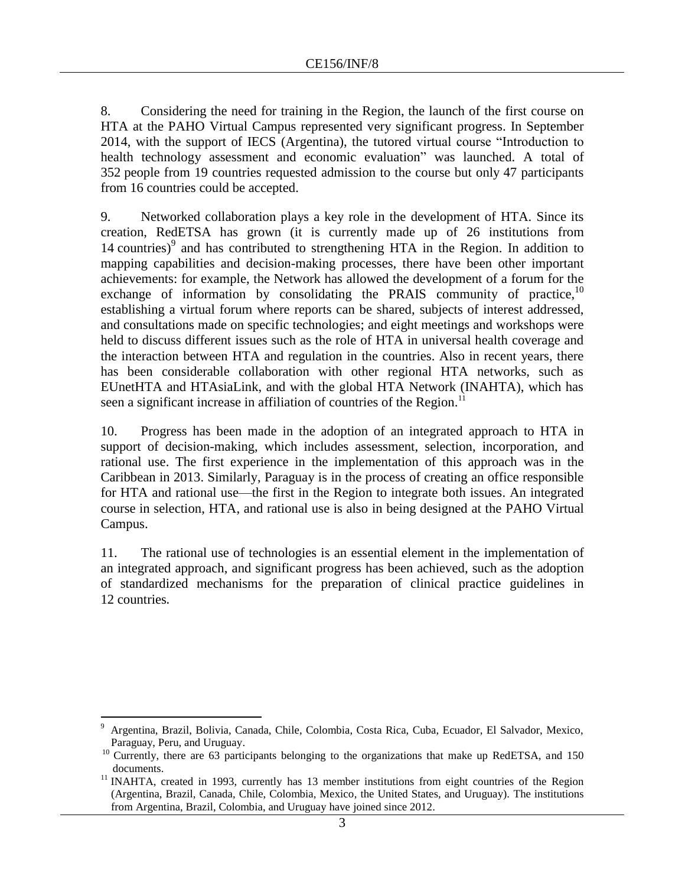8. Considering the need for training in the Region, the launch of the first course on HTA at the PAHO Virtual Campus represented very significant progress. In September 2014, with the support of IECS (Argentina), the tutored virtual course "Introduction to health technology assessment and economic evaluation" was launched. A total of 352 people from 19 countries requested admission to the course but only 47 participants from 16 countries could be accepted.

9. Networked collaboration plays a key role in the development of HTA. Since its creation, RedETSA has grown (it is currently made up of 26 institutions from 14 countries)[9] and has contributed to strengthening HTA in the Region. In addition to mapping capabilities and decision-making processes, there have been other important achievements: for example, the Network has allowed the development of a forum for the exchange of information by consolidating the PRAIS community of practice,[10] establishing a virtual forum where reports can be shared, subjects of interest addressed, and consultations made on specific technologies; and eight meetings and workshops were held to discuss different issues such as the role of HTA in universal health coverage and the interaction between HTA and regulation in the countries. Also in recent years, there has been considerable collaboration with other regional HTA networks, such as EUnetHTA and HTAsiaLink, and with the global HTA Network (INAHTA), which has seen a significant increase in affiliation of countries of the Region.[11]

10. Progress has been made in the adoption of an integrated approach to HTA in support of decision-making, which includes assessment, selection, incorporation, and rational use. The first experience in the implementation of this approach was in the Caribbean in 2013. Similarly, Paraguay is in the process of creating an office responsible for HTA and rational use—the first in the Region to integrate both issues. An integrated course in selection, HTA, and rational use is also in being designed at the PAHO Virtual Campus.

11. The rational use of technologies is an essential element in the implementation of an integrated approach, and significant progress has been achieved, such as the adoption of standardized mechanisms for the preparation of clinical practice guidelines in 12 countries.

---

[9] Argentina, Brazil, Bolivia, Canada, Chile, Colombia, Costa Rica, Cuba, Ecuador, El Salvador, Mexico, Paraguay, Peru, and Uruguay.

[10] Currently, there are 63 participants belonging to the organizations that make up RedETSA, and 150 documents.

[11] INAHTA, created in 1993, currently has 13 member institutions from eight countries of the Region (Argentina, Brazil, Canada, Chile, Colombia, Mexico, the United States, and Uruguay). The institutions from Argentina, Brazil, Colombia, and Uruguay have joined since 2012.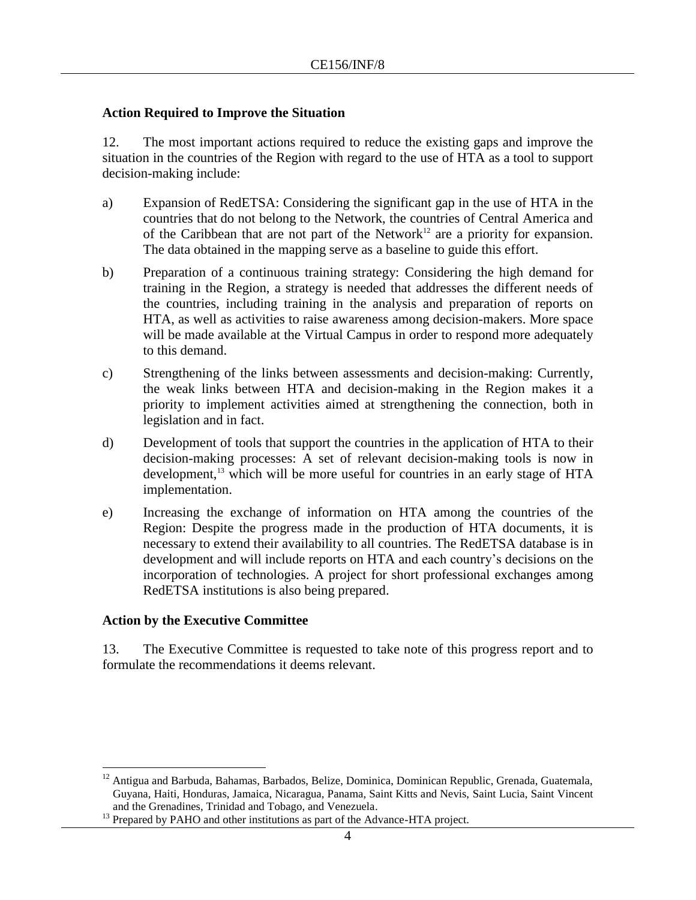### Action Required to Improve the Situation

12. The most important actions required to reduce the existing gaps and improve the situation in the countries of the Region with regard to the use of HTA as a tool to support decision-making include:

a) Expansion of RedETSA: Considering the significant gap in the use of HTA in the countries that do not belong to the Network, the countries of Central America and of the Caribbean that are not part of the Network[12] are a priority for expansion. The data obtained in the mapping serve as a baseline to guide this effort.

b) Preparation of a continuous training strategy: Considering the high demand for training in the Region, a strategy is needed that addresses the different needs of the countries, including training in the analysis and preparation of reports on HTA, as well as activities to raise awareness among decision-makers. More space will be made available at the Virtual Campus in order to respond more adequately to this demand.

c) Strengthening of the links between assessments and decision-making: Currently, the weak links between HTA and decision-making in the Region makes it a priority to implement activities aimed at strengthening the connection, both in legislation and in fact.

d) Development of tools that support the countries in the application of HTA to their decision-making processes: A set of relevant decision-making tools is now in development,[13] which will be more useful for countries in an early stage of HTA implementation.

e) Increasing the exchange of information on HTA among the countries of the Region: Despite the progress made in the production of HTA documents, it is necessary to extend their availability to all countries. The RedETSA database is in development and will include reports on HTA and each country's decisions on the incorporation of technologies. A project for short professional exchanges among RedETSA institutions is also being prepared.

### Action by the Executive Committee

13. The Executive Committee is requested to take note of this progress report and to formulate the recommendations it deems relevant.

---

[12] Antigua and Barbuda, Bahamas, Barbados, Belize, Dominica, Dominican Republic, Grenada, Guatemala, Guyana, Haiti, Honduras, Jamaica, Nicaragua, Panama, Saint Kitts and Nevis, Saint Lucia, Saint Vincent and the Grenadines, Trinidad and Tobago, and Venezuela.

[13] Prepared by PAHO and other institutions as part of the Advance-HTA project.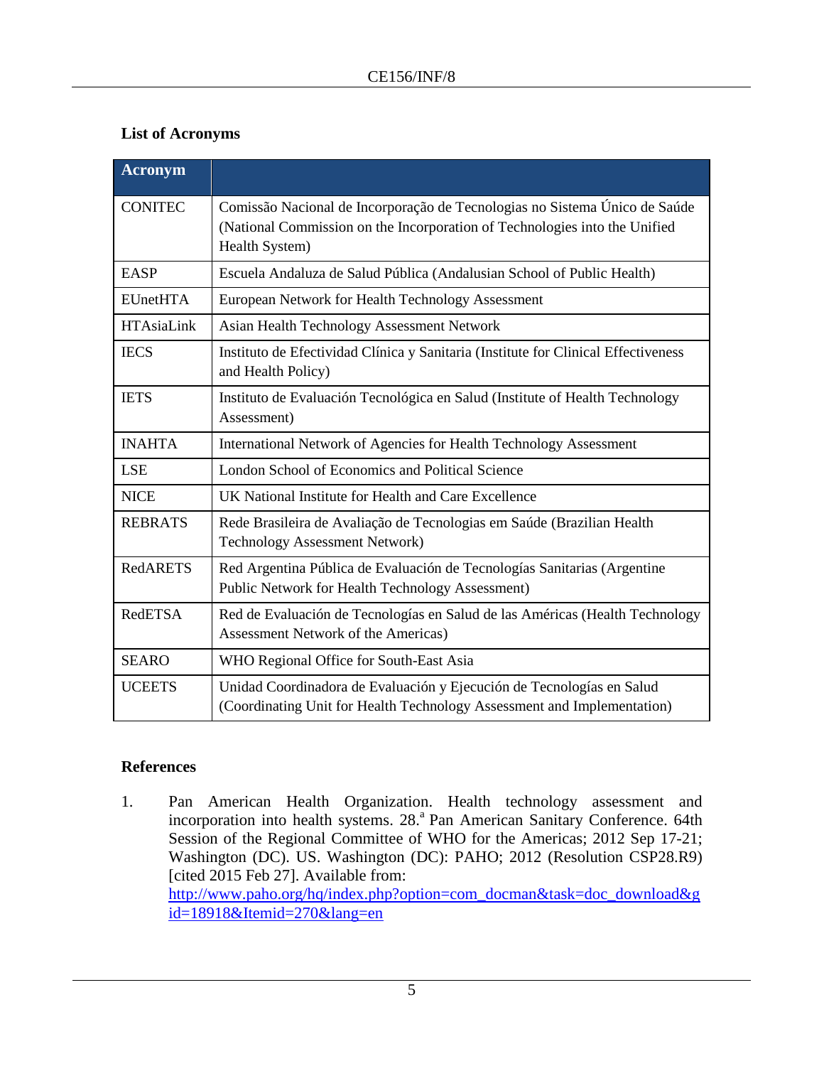### List of Acronyms

| Acronym | |
|---|---|
| CONITEC | Comissão Nacional de Incorporação de Tecnologias no Sistema Único de Saúde (National Commission on the Incorporation of Technologies into the Unified Health System) |
| EASP | Escuela Andaluza de Salud Pública (Andalusian School of Public Health) |
| EUnetHTA | European Network for Health Technology Assessment |
| HTAsiaLink | Asian Health Technology Assessment Network |
| IECS | Instituto de Efectividad Clínica y Sanitaria (Institute for Clinical Effectiveness and Health Policy) |
| IETS | Instituto de Evaluación Tecnológica en Salud (Institute of Health Technology Assessment) |
| INAHTA | International Network of Agencies for Health Technology Assessment |
| LSE | London School of Economics and Political Science |
| NICE | UK National Institute for Health and Care Excellence |
| REBRATS | Rede Brasileira de Avaliação de Tecnologias em Saúde (Brazilian Health Technology Assessment Network) |
| RedARETS | Red Argentina Pública de Evaluación de Tecnologías Sanitarias (Argentine Public Network for Health Technology Assessment) |
| RedETSA | Red de Evaluación de Tecnologías en Salud de las Américas (Health Technology Assessment Network of the Americas) |
| SEARO | WHO Regional Office for South-East Asia |
| UCEETS | Unidad Coordinadora de Evaluación y Ejecución de Tecnologías en Salud (Coordinating Unit for Health Technology Assessment and Implementation) |

### References

1. Pan American Health Organization. Health technology assessment and incorporation into health systems. 28.[a] Pan American Sanitary Conference. 64th Session of the Regional Committee of WHO for the Americas; 2012 Sep 17-21; Washington (DC). US. Washington (DC): PAHO; 2012 (Resolution CSP28.R9) [cited 2015 Feb 27]. Available from: http://www.paho.org/hq/index.php?option=com_docman&task=doc_download&gid=18918&Itemid=270&lang=en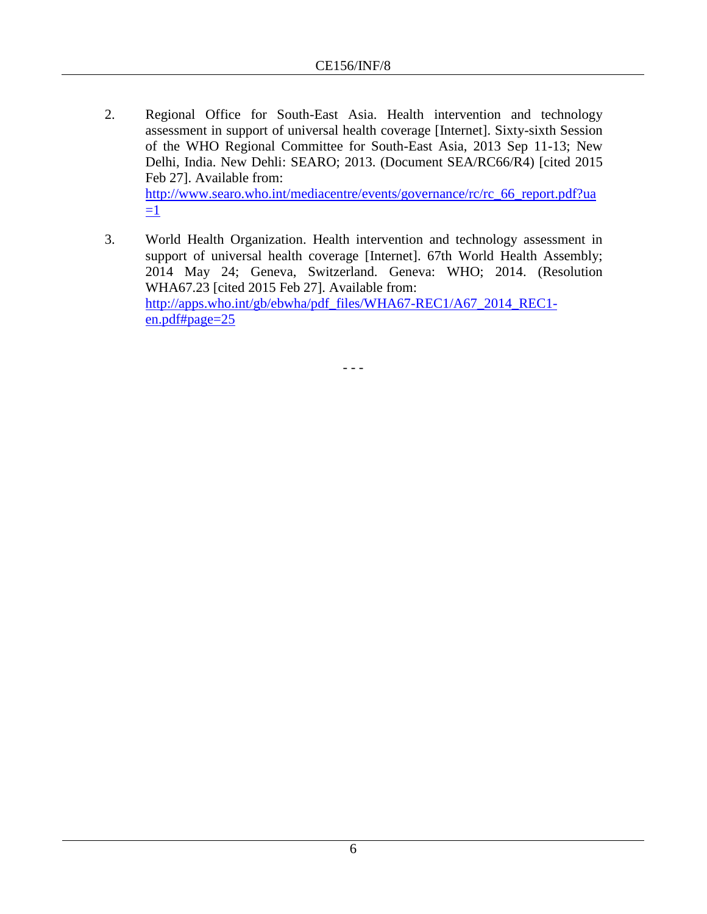2. Regional Office for South-East Asia. Health intervention and technology assessment in support of universal health coverage [Internet]. Sixty-sixth Session of the WHO Regional Committee for South-East Asia, 2013 Sep 11-13; New Delhi, India. New Dehli: SEARO; 2013. (Document SEA/RC66/R4) [cited 2015 Feb 27]. Available from: http://www.searo.who.int/mediacentre/events/governance/rc/rc_66_report.pdf?ua=1

3. World Health Organization. Health intervention and technology assessment in support of universal health coverage [Internet]. 67th World Health Assembly; 2014 May 24; Geneva, Switzerland. Geneva: WHO; 2014. (Resolution WHA67.23 [cited 2015 Feb 27]. Available from: http://apps.who.int/gb/ebwha/pdf_files/WHA67-REC1/A67_2014_REC1-en.pdf#page=25

- - -